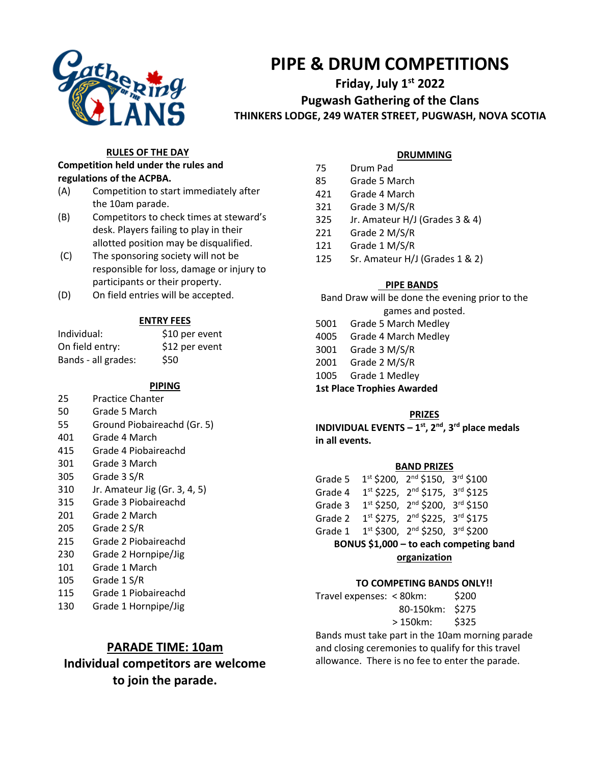# PIPE & DRUM COMPETITIONS

## Friday, July 1st 2022

## Pugwash Gathering of the Clans

### THINKERS LODGE, 249 WATER STREET, PUGWASH, NOVA SCOTIA

### RULES OF THE DAY

**Competition held under the rules and regulations of the ACPBA.**

(A) Competition to start immediately after the 10am parade.

(B) Competitors to check times at steward's desk. Players failing to play in their allotted position may be disqualified.

(C) The sponsoring society will not be responsible for loss, damage or injury to participants or their property.

(D) On field entries will be accepted.

### ENTRY FEES

| | |
|---|---|
| Individual: | $10 per event |
| On field entry: | $12 per event |
| Bands - all grades: | $50 |

### PIPING

| | |
|---|---|
| 25 | Practice Chanter |
| 50 | Grade 5 March |
| 55 | Ground Piobaireachd (Gr. 5) |
| 401 | Grade 4 March |
| 415 | Grade 4 Piobaireachd |
| 301 | Grade 3 March |
| 305 | Grade 3 S/R |
| 310 | Jr. Amateur Jig (Gr. 3, 4, 5) |
| 315 | Grade 3 Piobaireachd |
| 201 | Grade 2 March |
| 205 | Grade 2 S/R |
| 215 | Grade 2 Piobaireachd |
| 230 | Grade 2 Hornpipe/Jig |
| 101 | Grade 1 March |
| 105 | Grade 1 S/R |
| 115 | Grade 1 Piobaireachd |
| 130 | Grade 1 Hornpipe/Jig |

### PARADE TIME: 10am

**Individual competitors are welcome to join the parade.**

### DRUMMING

| | |
|---|---|
| 75 | Drum Pad |
| 85 | Grade 5 March |
| 421 | Grade 4 March |
| 321 | Grade 3 M/S/R |
| 325 | Jr. Amateur H/J (Grades 3 & 4) |
| 221 | Grade 2 M/S/R |
| 121 | Grade 1 M/S/R |
| 125 | Sr. Amateur H/J (Grades 1 & 2) |

### PIPE BANDS

Band Draw will be done the evening prior to the games and posted.

| | |
|---|---|
| 5001 | Grade 5 March Medley |
| 4005 | Grade 4 March Medley |
| 3001 | Grade 3 M/S/R |
| 2001 | Grade 2 M/S/R |
| 1005 | Grade 1 Medley |

**1st Place Trophies Awarded**

### PRIZES

**INDIVIDUAL EVENTS – 1st, 2nd, 3rd place medals in all events.**

### BAND PRIZES

| | | | |
|---|---|---|---|
| Grade 5 | 1st $200, | 2nd $150, | 3rd $100 |
| Grade 4 | 1st $225, | 2nd $175, | 3rd $125 |
| Grade 3 | 1st $250, | 2nd $200, | 3rd $150 |
| Grade 2 | 1st $275, | 2nd $225, | 3rd $175 |
| Grade 1 | 1st $300, | 2nd $250, | 3rd $200 |

**BONUS $1,000 – to each competing band organization**

**TO COMPETING BANDS ONLY!!**

| | | |
|---|---|---|
| Travel expenses: | < 80km: | $200 |
| | 80-150km: | $275 |
| | > 150km: | $325 |

Bands must take part in the 10am morning parade and closing ceremonies to qualify for this travel allowance. There is no fee to enter the parade.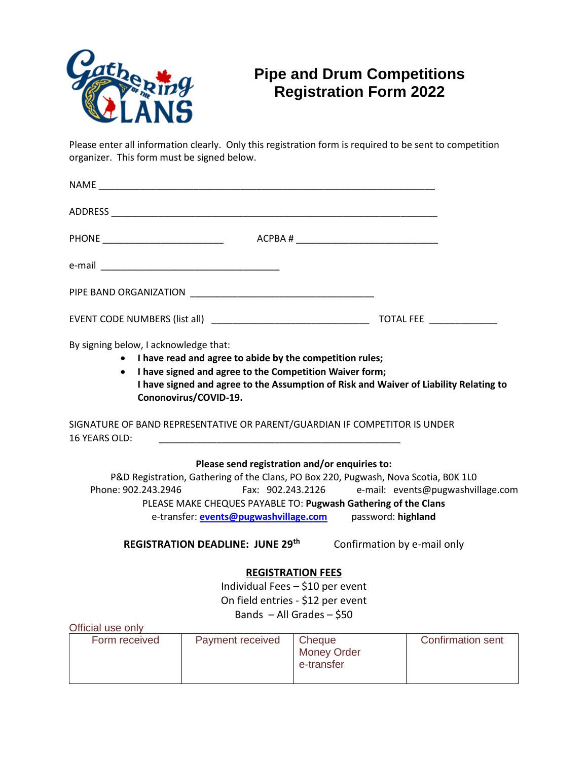# Pipe and Drum Competitions Registration Form 2022

Please enter all information clearly. Only this registration form is required to be sent to competition organizer. This form must be signed below.

NAME ________________________________________________________________

ADDRESS ______________________________________________________________

PHONE _______________________ ACPBA # ___________________________

e-mail __________________________________

PIPE BAND ORGANIZATION __________________________________

EVENT CODE NUMBERS (list all) ______________________________ TOTAL FEE ____________

By signing below, I acknowledge that:

- **I have read and agree to abide by the competition rules;**
- **I have signed and agree to the Competition Waiver form;**
  **I have signed and agree to the Assumption of Risk and Waiver of Liability Relating to Cononovirus/COVID-19.**

SIGNATURE OF BAND REPRESENTATIVE OR PARENT/GUARDIAN IF COMPETITOR IS UNDER 16 YEARS OLD: ______________________________________________

**Please send registration and/or enquiries to:**

P&D Registration, Gathering of the Clans, PO Box 220, Pugwash, Nova Scotia, B0K 1L0

Phone: 902.243.2946 Fax: 902.243.2126 e-mail: events@pugwashvillage.com

PLEASE MAKE CHEQUES PAYABLE TO: **Pugwash Gathering of the Clans**

e-transfer: **events@pugwashvillage.com** password: **highland**

**REGISTRATION DEADLINE: JUNE 29th** Confirmation by e-mail only

**REGISTRATION FEES**

Individual Fees – $10 per event

On field entries - $12 per event

Bands – All Grades – $50

Official use only

| Form received | Payment received | Cheque<br>Money Order<br>e-transfer | Confirmation sent |
|---|---|---|---|
| | | | |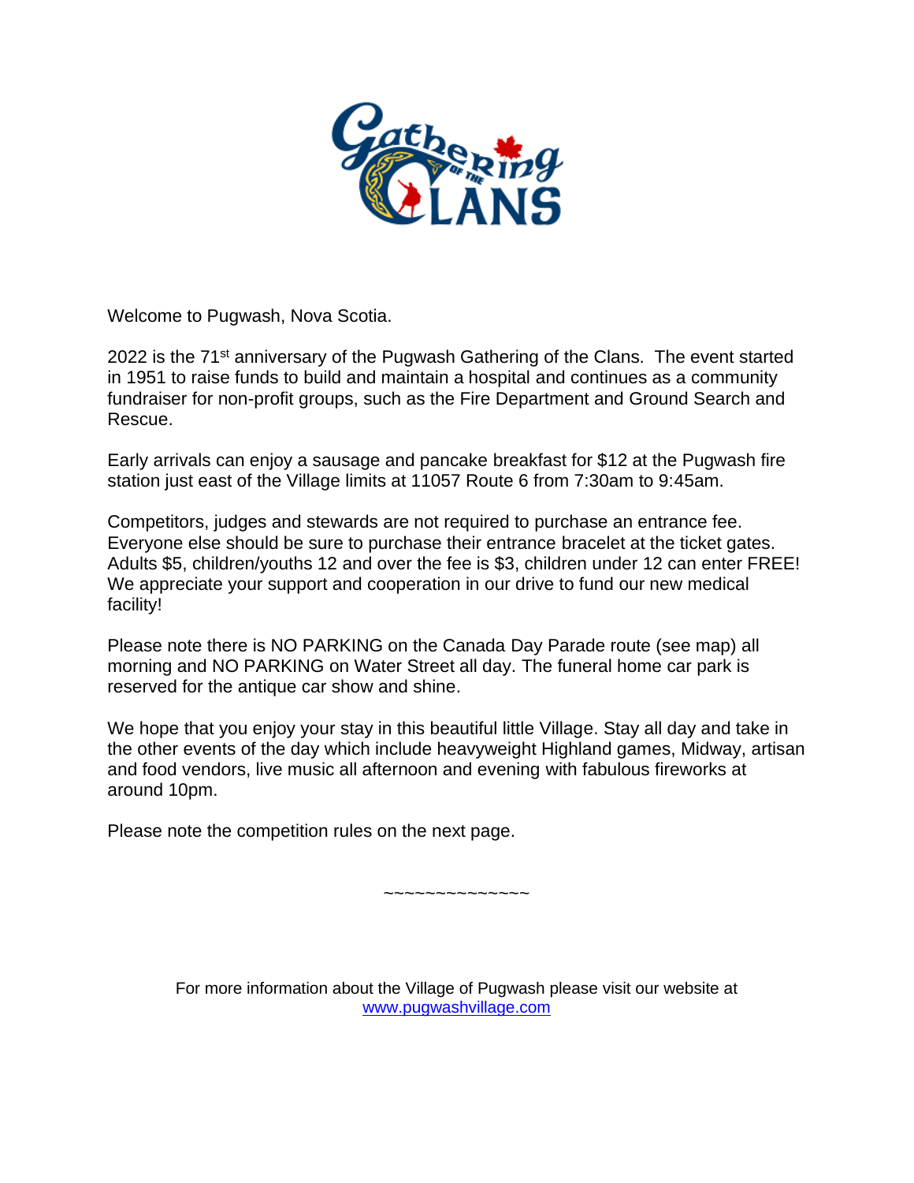Welcome to Pugwash, Nova Scotia.

2022 is the 71st anniversary of the Pugwash Gathering of the Clans. The event started in 1951 to raise funds to build and maintain a hospital and continues as a community fundraiser for non-profit groups, such as the Fire Department and Ground Search and Rescue.

Early arrivals can enjoy a sausage and pancake breakfast for $12 at the Pugwash fire station just east of the Village limits at 11057 Route 6 from 7:30am to 9:45am.

Competitors, judges and stewards are not required to purchase an entrance fee. Everyone else should be sure to purchase their entrance bracelet at the ticket gates. Adults $5, children/youths 12 and over the fee is $3, children under 12 can enter FREE! We appreciate your support and cooperation in our drive to fund our new medical facility!

Please note there is NO PARKING on the Canada Day Parade route (see map) all morning and NO PARKING on Water Street all day. The funeral home car park is reserved for the antique car show and shine.

We hope that you enjoy your stay in this beautiful little Village. Stay all day and take in the other events of the day which include heavyweight Highland games, Midway, artisan and food vendors, live music all afternoon and evening with fabulous fireworks at around 10pm.

Please note the competition rules on the next page.

~~~~~~~~~~~~~~

For more information about the Village of Pugwash please visit our website at www.pugwashvillage.com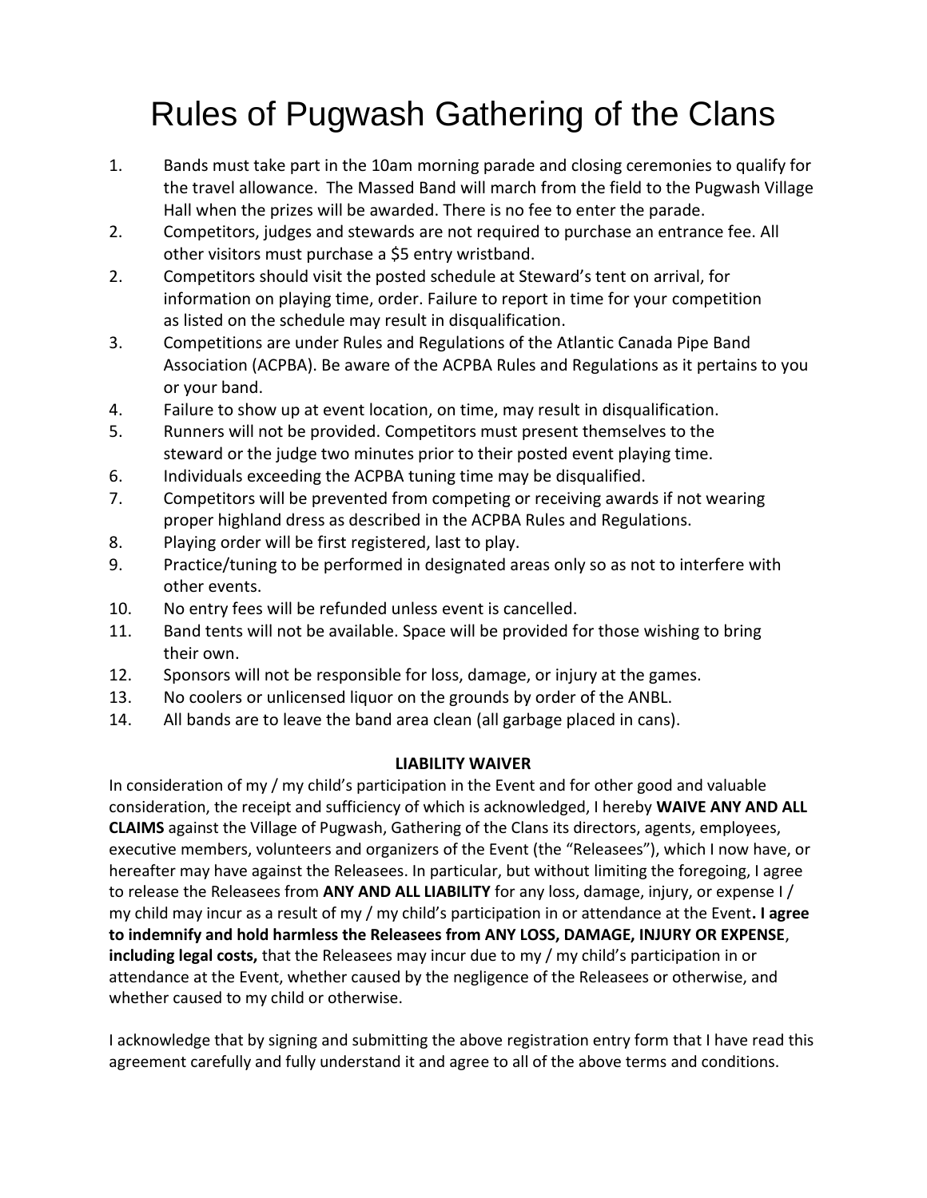# Rules of Pugwash Gathering of the Clans

1. Bands must take part in the 10am morning parade and closing ceremonies to qualify for the travel allowance. The Massed Band will march from the field to the Pugwash Village Hall when the prizes will be awarded. There is no fee to enter the parade.
2. Competitors, judges and stewards are not required to purchase an entrance fee. All other visitors must purchase a $5 entry wristband.
2. Competitors should visit the posted schedule at Steward's tent on arrival, for information on playing time, order. Failure to report in time for your competition as listed on the schedule may result in disqualification.
3. Competitions are under Rules and Regulations of the Atlantic Canada Pipe Band Association (ACPBA). Be aware of the ACPBA Rules and Regulations as it pertains to you or your band.
4. Failure to show up at event location, on time, may result in disqualification.
5. Runners will not be provided. Competitors must present themselves to the steward or the judge two minutes prior to their posted event playing time.
6. Individuals exceeding the ACPBA tuning time may be disqualified.
7. Competitors will be prevented from competing or receiving awards if not wearing proper highland dress as described in the ACPBA Rules and Regulations.
8. Playing order will be first registered, last to play.
9. Practice/tuning to be performed in designated areas only so as not to interfere with other events.
10. No entry fees will be refunded unless event is cancelled.
11. Band tents will not be available. Space will be provided for those wishing to bring their own.
12. Sponsors will not be responsible for loss, damage, or injury at the games.
13. No coolers or unlicensed liquor on the grounds by order of the ANBL.
14. All bands are to leave the band area clean (all garbage placed in cans).

**LIABILITY WAIVER**

In consideration of my / my child's participation in the Event and for other good and valuable consideration, the receipt and sufficiency of which is acknowledged, I hereby **WAIVE ANY AND ALL CLAIMS** against the Village of Pugwash, Gathering of the Clans its directors, agents, employees, executive members, volunteers and organizers of the Event (the "Releasees"), which I now have, or hereafter may have against the Releasees. In particular, but without limiting the foregoing, I agree to release the Releasees from **ANY AND ALL LIABILITY** for any loss, damage, injury, or expense I / my child may incur as a result of my / my child's participation in or attendance at the Event**. I agree to indemnify and hold harmless the Releasees from ANY LOSS, DAMAGE, INJURY OR EXPENSE**, **including legal costs,** that the Releasees may incur due to my / my child's participation in or attendance at the Event, whether caused by the negligence of the Releasees or otherwise, and whether caused to my child or otherwise.

I acknowledge that by signing and submitting the above registration entry form that I have read this agreement carefully and fully understand it and agree to all of the above terms and conditions.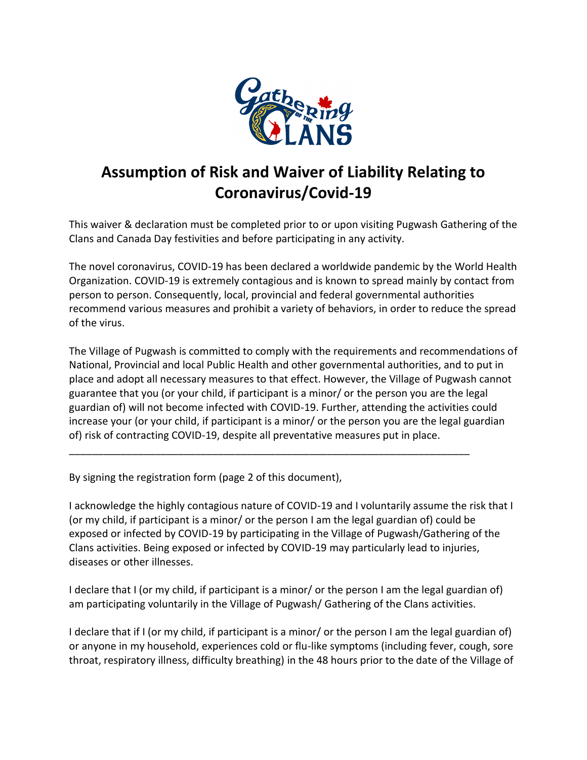# Assumption of Risk and Waiver of Liability Relating to Coronavirus/Covid-19

This waiver & declaration must be completed prior to or upon visiting Pugwash Gathering of the Clans and Canada Day festivities and before participating in any activity.

The novel coronavirus, COVID-19 has been declared a worldwide pandemic by the World Health Organization. COVID-19 is extremely contagious and is known to spread mainly by contact from person to person. Consequently, local, provincial and federal governmental authorities recommend various measures and prohibit a variety of behaviors, in order to reduce the spread of the virus.

The Village of Pugwash is committed to comply with the requirements and recommendations of National, Provincial and local Public Health and other governmental authorities, and to put in place and adopt all necessary measures to that effect. However, the Village of Pugwash cannot guarantee that you (or your child, if participant is a minor/ or the person you are the legal guardian of) will not become infected with COVID-19. Further, attending the activities could increase your (or your child, if participant is a minor/ or the person you are the legal guardian of) risk of contracting COVID-19, despite all preventative measures put in place.

---

By signing the registration form (page 2 of this document),

I acknowledge the highly contagious nature of COVID-19 and I voluntarily assume the risk that I (or my child, if participant is a minor/ or the person I am the legal guardian of) could be exposed or infected by COVID-19 by participating in the Village of Pugwash/Gathering of the Clans activities. Being exposed or infected by COVID-19 may particularly lead to injuries, diseases or other illnesses.

I declare that I (or my child, if participant is a minor/ or the person I am the legal guardian of) am participating voluntarily in the Village of Pugwash/ Gathering of the Clans activities.

I declare that if I (or my child, if participant is a minor/ or the person I am the legal guardian of) or anyone in my household, experiences cold or flu-like symptoms (including fever, cough, sore throat, respiratory illness, difficulty breathing) in the 48 hours prior to the date of the Village of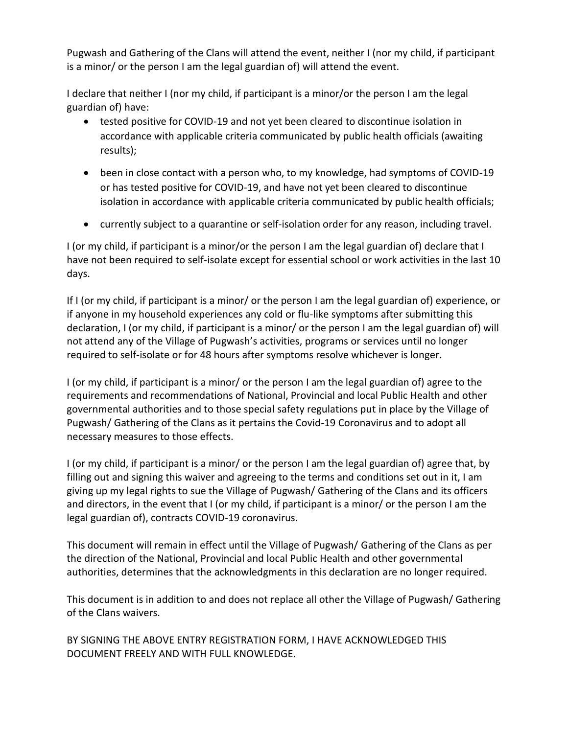Pugwash and Gathering of the Clans will attend the event, neither I (nor my child, if participant is a minor/ or the person I am the legal guardian of) will attend the event.

I declare that neither I (nor my child, if participant is a minor/or the person I am the legal guardian of) have:

- tested positive for COVID-19 and not yet been cleared to discontinue isolation in accordance with applicable criteria communicated by public health officials (awaiting results);
- been in close contact with a person who, to my knowledge, had symptoms of COVID-19 or has tested positive for COVID-19, and have not yet been cleared to discontinue isolation in accordance with applicable criteria communicated by public health officials;
- currently subject to a quarantine or self-isolation order for any reason, including travel.

I (or my child, if participant is a minor/or the person I am the legal guardian of) declare that I have not been required to self-isolate except for essential school or work activities in the last 10 days.

If I (or my child, if participant is a minor/ or the person I am the legal guardian of) experience, or if anyone in my household experiences any cold or flu-like symptoms after submitting this declaration, I (or my child, if participant is a minor/ or the person I am the legal guardian of) will not attend any of the Village of Pugwash's activities, programs or services until no longer required to self-isolate or for 48 hours after symptoms resolve whichever is longer.

I (or my child, if participant is a minor/ or the person I am the legal guardian of) agree to the requirements and recommendations of National, Provincial and local Public Health and other governmental authorities and to those special safety regulations put in place by the Village of Pugwash/ Gathering of the Clans as it pertains the Covid-19 Coronavirus and to adopt all necessary measures to those effects.

I (or my child, if participant is a minor/ or the person I am the legal guardian of) agree that, by filling out and signing this waiver and agreeing to the terms and conditions set out in it, I am giving up my legal rights to sue the Village of Pugwash/ Gathering of the Clans and its officers and directors, in the event that I (or my child, if participant is a minor/ or the person I am the legal guardian of), contracts COVID-19 coronavirus.

This document will remain in effect until the Village of Pugwash/ Gathering of the Clans as per the direction of the National, Provincial and local Public Health and other governmental authorities, determines that the acknowledgments in this declaration are no longer required.

This document is in addition to and does not replace all other the Village of Pugwash/ Gathering of the Clans waivers.

BY SIGNING THE ABOVE ENTRY REGISTRATION FORM, I HAVE ACKNOWLEDGED THIS DOCUMENT FREELY AND WITH FULL KNOWLEDGE.